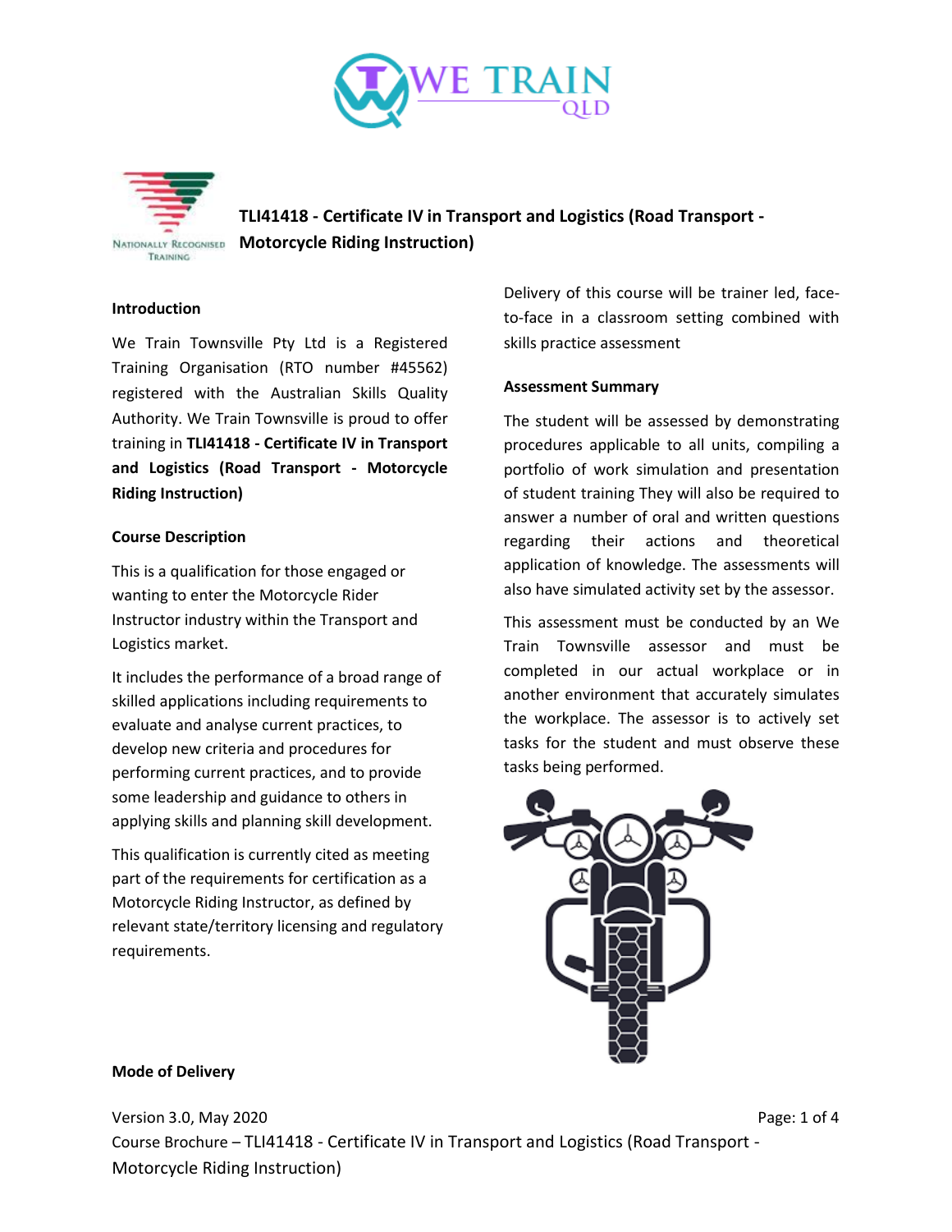# TLI41418 - Certificate IV in Transport and Logistics (Road Transport - Motorcycle Riding Instruction)

## Introduction

We Train Townsville Pty Ltd is a Registered Training Organisation (RTO number #45562) registered with the Australian Skills Quality Authority. We Train Townsville is proud to offer training in **TLI41418 - Certificate IV in Transport and Logistics (Road Transport - Motorcycle Riding Instruction)**

## Course Description

This is a qualification for those engaged or wanting to enter the Motorcycle Rider Instructor industry within the Transport and Logistics market.

It includes the performance of a broad range of skilled applications including requirements to evaluate and analyse current practices, to develop new criteria and procedures for performing current practices, and to provide some leadership and guidance to others in applying skills and planning skill development.

This qualification is currently cited as meeting part of the requirements for certification as a Motorcycle Riding Instructor, as defined by relevant state/territory licensing and regulatory requirements.

## Mode of Delivery

Delivery of this course will be trainer led, face-to-face in a classroom setting combined with skills practice assessment

## Assessment Summary

The student will be assessed by demonstrating procedures applicable to all units, compiling a portfolio of work simulation and presentation of student training They will also be required to answer a number of oral and written questions regarding their actions and theoretical application of knowledge. The assessments will also have simulated activity set by the assessor.

This assessment must be conducted by an We Train Townsville assessor and must be completed in our actual workplace or in another environment that accurately simulates the workplace. The assessor is to actively set tasks for the student and must observe these tasks being performed.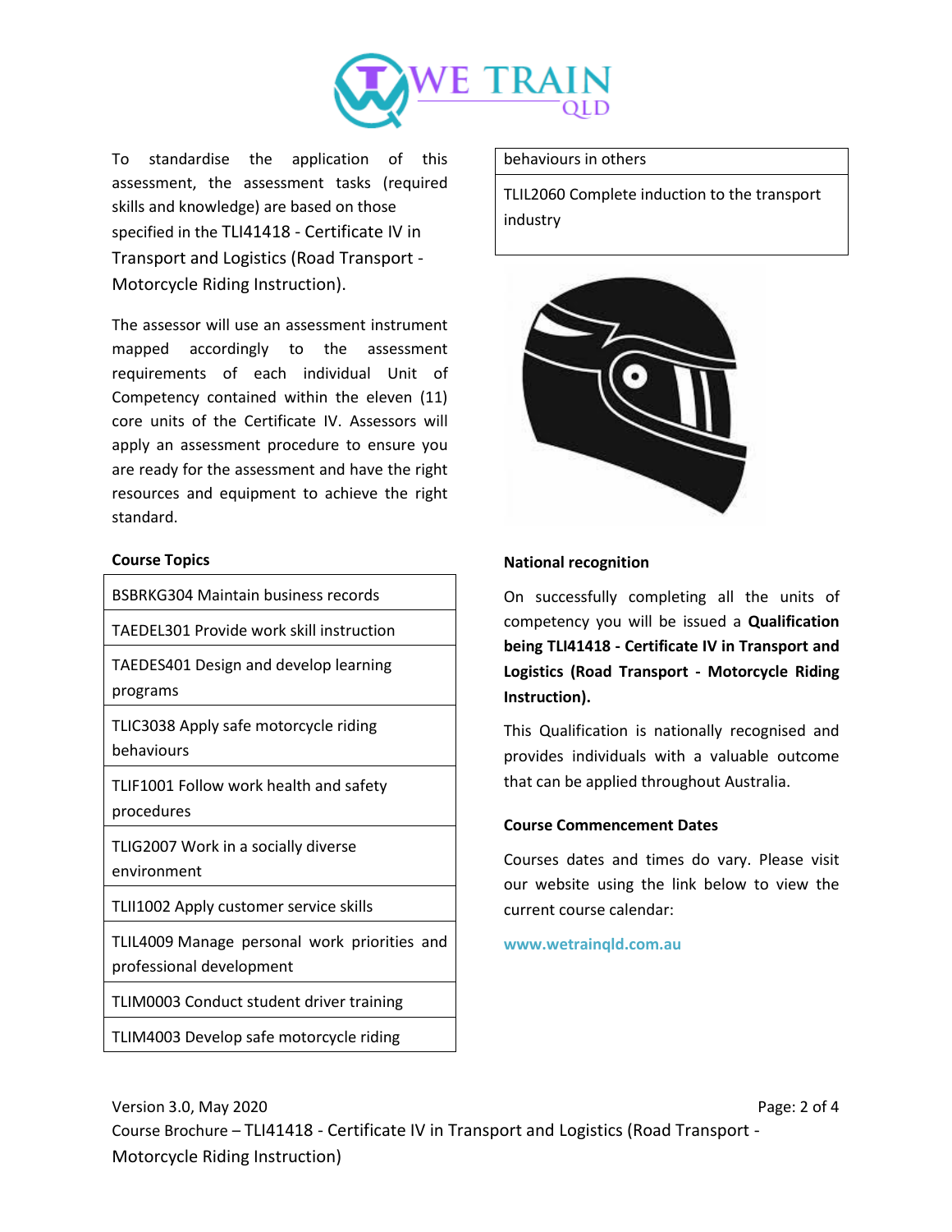To standardise the application of this assessment, the assessment tasks (required skills and knowledge) are based on those specified in the TLI41418 - Certificate IV in Transport and Logistics (Road Transport - Motorcycle Riding Instruction).

The assessor will use an assessment instrument mapped accordingly to the assessment requirements of each individual Unit of Competency contained within the eleven (11) core units of the Certificate IV. Assessors will apply an assessment procedure to ensure you are ready for the assessment and have the right resources and equipment to achieve the right standard.

**Course Topics**

| |
|---|
| BSBRKG304 Maintain business records |
| TAEDEL301 Provide work skill instruction |
| TAEDES401 Design and develop learning programs |
| TLIC3038 Apply safe motorcycle riding behaviours |
| TLIF1001 Follow work health and safety procedures |
| TLIG2007 Work in a socially diverse environment |
| TLII1002 Apply customer service skills |
| TLIL4009 Manage personal work priorities and professional development |
| TLIM0003 Conduct student driver training |
| TLIM4003 Develop safe motorcycle riding behaviours in others |
| TLIL2060 Complete induction to the transport industry |

**National recognition**

On successfully completing all the units of competency you will be issued a **Qualification being TLI41418 - Certificate IV in Transport and Logistics (Road Transport - Motorcycle Riding Instruction).**

This Qualification is nationally recognised and provides individuals with a valuable outcome that can be applied throughout Australia.

**Course Commencement Dates**

Courses dates and times do vary. Please visit our website using the link below to view the current course calendar:

www.wetrainqld.com.au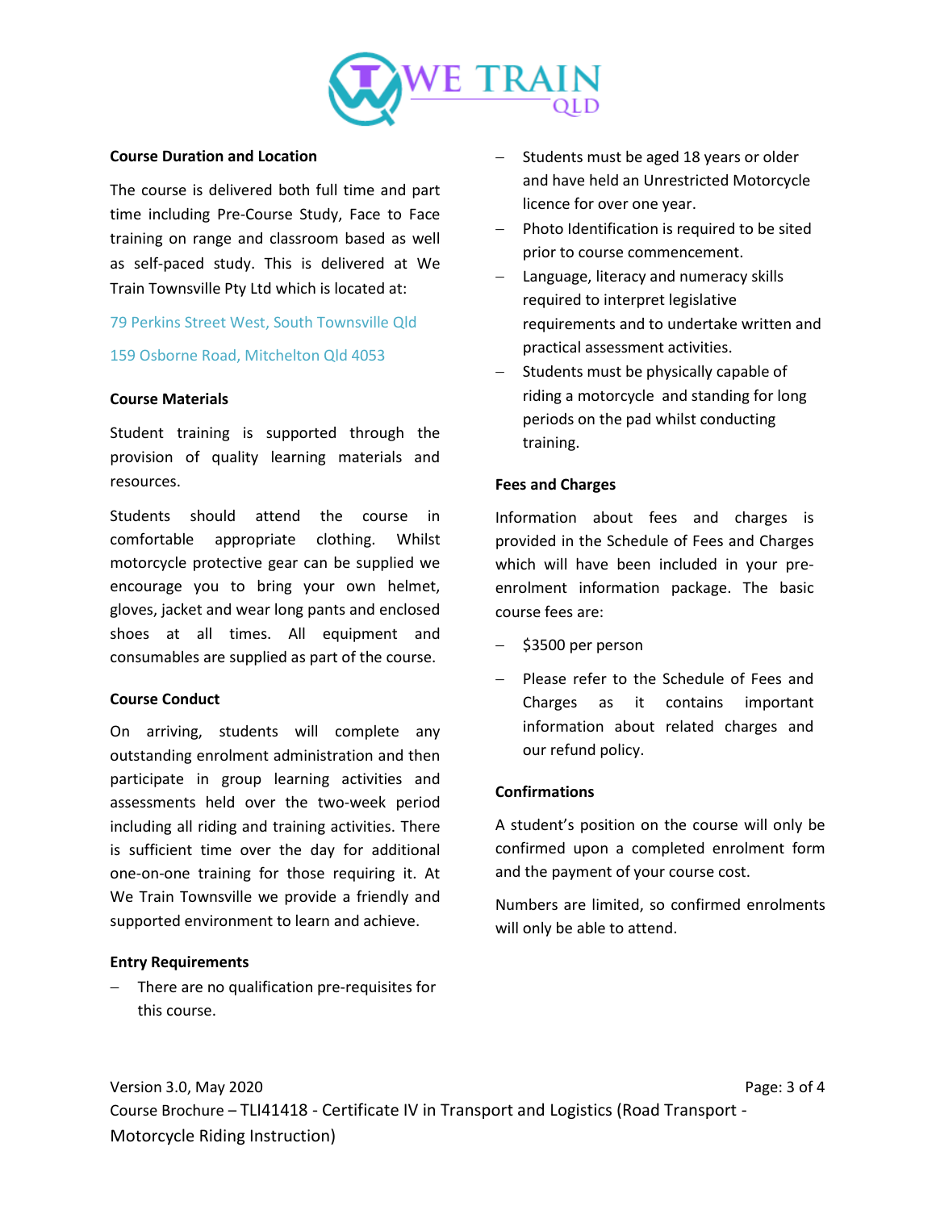### Course Duration and Location

The course is delivered both full time and part time including Pre-Course Study, Face to Face training on range and classroom based as well as self-paced study. This is delivered at We Train Townsville Pty Ltd which is located at:

79 Perkins Street West, South Townsville Qld

159 Osborne Road, Mitchelton Qld 4053

### Course Materials

Student training is supported through the provision of quality learning materials and resources.

Students should attend the course in comfortable appropriate clothing. Whilst motorcycle protective gear can be supplied we encourage you to bring your own helmet, gloves, jacket and wear long pants and enclosed shoes at all times. All equipment and consumables are supplied as part of the course.

### Course Conduct

On arriving, students will complete any outstanding enrolment administration and then participate in group learning activities and assessments held over the two-week period including all riding and training activities. There is sufficient time over the day for additional one-on-one training for those requiring it. At We Train Townsville we provide a friendly and supported environment to learn and achieve.

### Entry Requirements

- There are no qualification pre-requisites for this course.
- Students must be aged 18 years or older and have held an Unrestricted Motorcycle licence for over one year.
- Photo Identification is required to be sited prior to course commencement.
- Language, literacy and numeracy skills required to interpret legislative requirements and to undertake written and practical assessment activities.
- Students must be physically capable of riding a motorcycle and standing for long periods on the pad whilst conducting training.

### Fees and Charges

Information about fees and charges is provided in the Schedule of Fees and Charges which will have been included in your pre-enrolment information package. The basic course fees are:

- $3500 per person
- Please refer to the Schedule of Fees and Charges as it contains important information about related charges and our refund policy.

### Confirmations

A student's position on the course will only be confirmed upon a completed enrolment form and the payment of your course cost.

Numbers are limited, so confirmed enrolments will only be able to attend.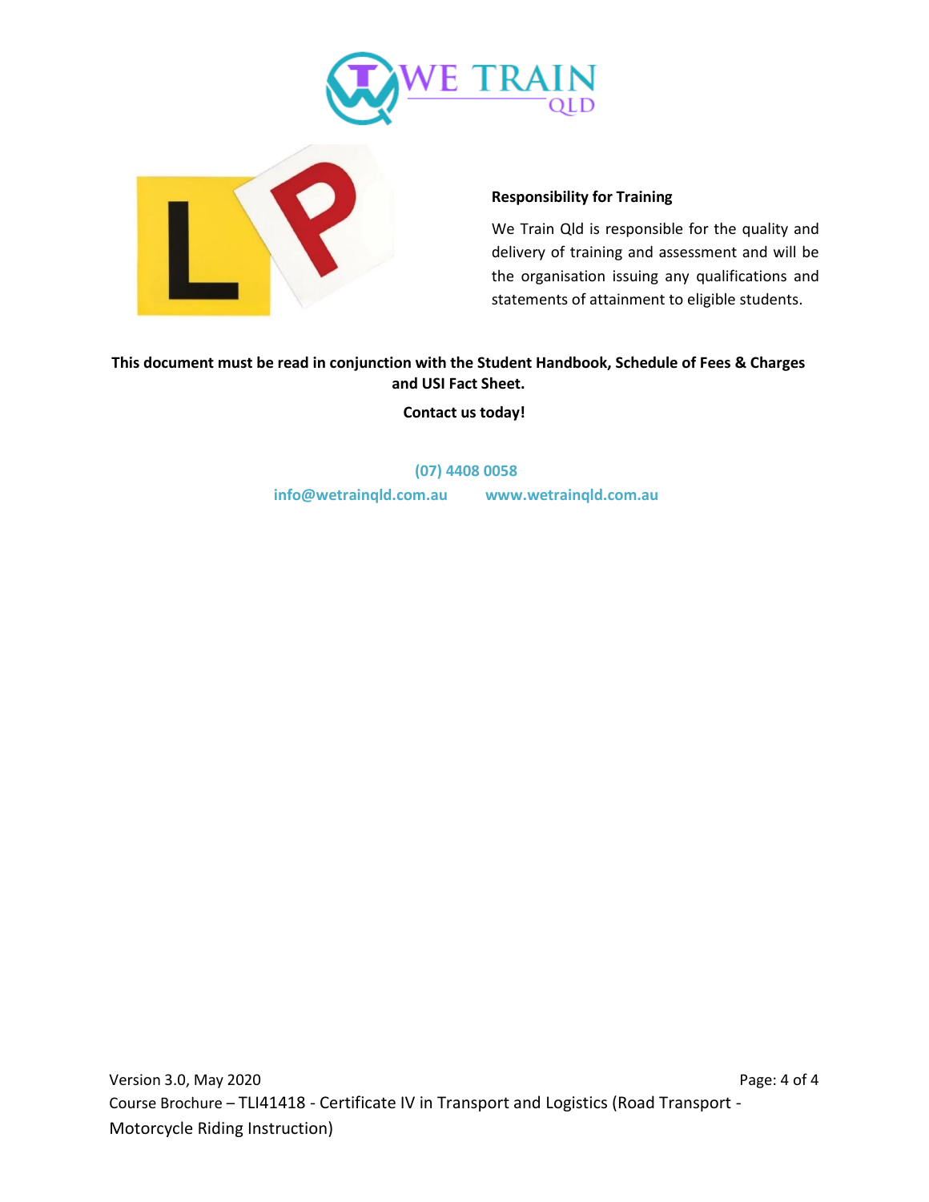### Responsibility for Training

We Train Qld is responsible for the quality and delivery of training and assessment and will be the organisation issuing any qualifications and statements of attainment to eligible students.

**This document must be read in conjunction with the Student Handbook, Schedule of Fees & Charges and USI Fact Sheet.**

**Contact us today!**

**(07) 4408 0058**

**info@wetrainqld.com.au** **www.wetrainqld.com.au**